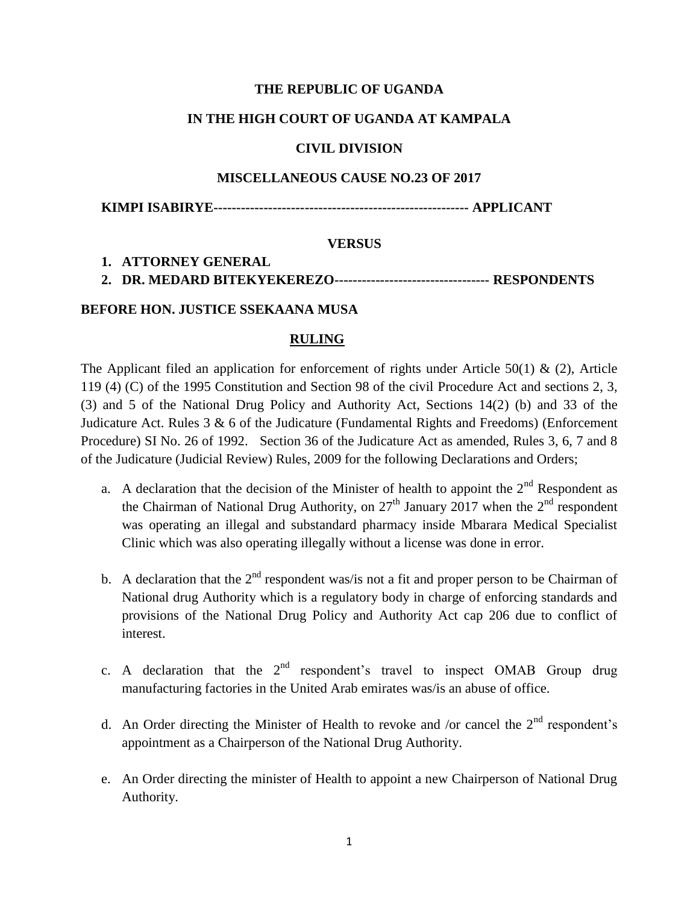**THE REPUBLIC OF UGANDA**

**IN THE HIGH COURT OF UGANDA AT KAMPALA**

**CIVIL DIVISION**

**MISCELLANEOUS CAUSE NO.23 OF 2017**

**KIMPI ISABIRYE-------------------------------------------------------- APPLICANT**

**VERSUS**

1. **ATTORNEY GENERAL**
2. **DR. MEDARD BITEKYEKEREZO---------------------------------- RESPONDENTS**

**BEFORE HON. JUSTICE SSEKAANA MUSA**

**RULING**

The Applicant filed an application for enforcement of rights under Article 50(1) & (2), Article 119 (4) (C) of the 1995 Constitution and Section 98 of the civil Procedure Act and sections 2, 3, (3) and 5 of the National Drug Policy and Authority Act, Sections 14(2) (b) and 33 of the Judicature Act. Rules 3 & 6 of the Judicature (Fundamental Rights and Freedoms) (Enforcement Procedure) SI No. 26 of 1992. Section 36 of the Judicature Act as amended, Rules 3, 6, 7 and 8 of the Judicature (Judicial Review) Rules, 2009 for the following Declarations and Orders;

a. A declaration that the decision of the Minister of health to appoint the 2nd Respondent as the Chairman of National Drug Authority, on 27th January 2017 when the 2nd respondent was operating an illegal and substandard pharmacy inside Mbarara Medical Specialist Clinic which was also operating illegally without a license was done in error.

b. A declaration that the 2nd respondent was/is not a fit and proper person to be Chairman of National drug Authority which is a regulatory body in charge of enforcing standards and provisions of the National Drug Policy and Authority Act cap 206 due to conflict of interest.

c. A declaration that the 2nd respondent's travel to inspect OMAB Group drug manufacturing factories in the United Arab emirates was/is an abuse of office.

d. An Order directing the Minister of Health to revoke and /or cancel the 2nd respondent's appointment as a Chairperson of the National Drug Authority.

e. An Order directing the minister of Health to appoint a new Chairperson of National Drug Authority.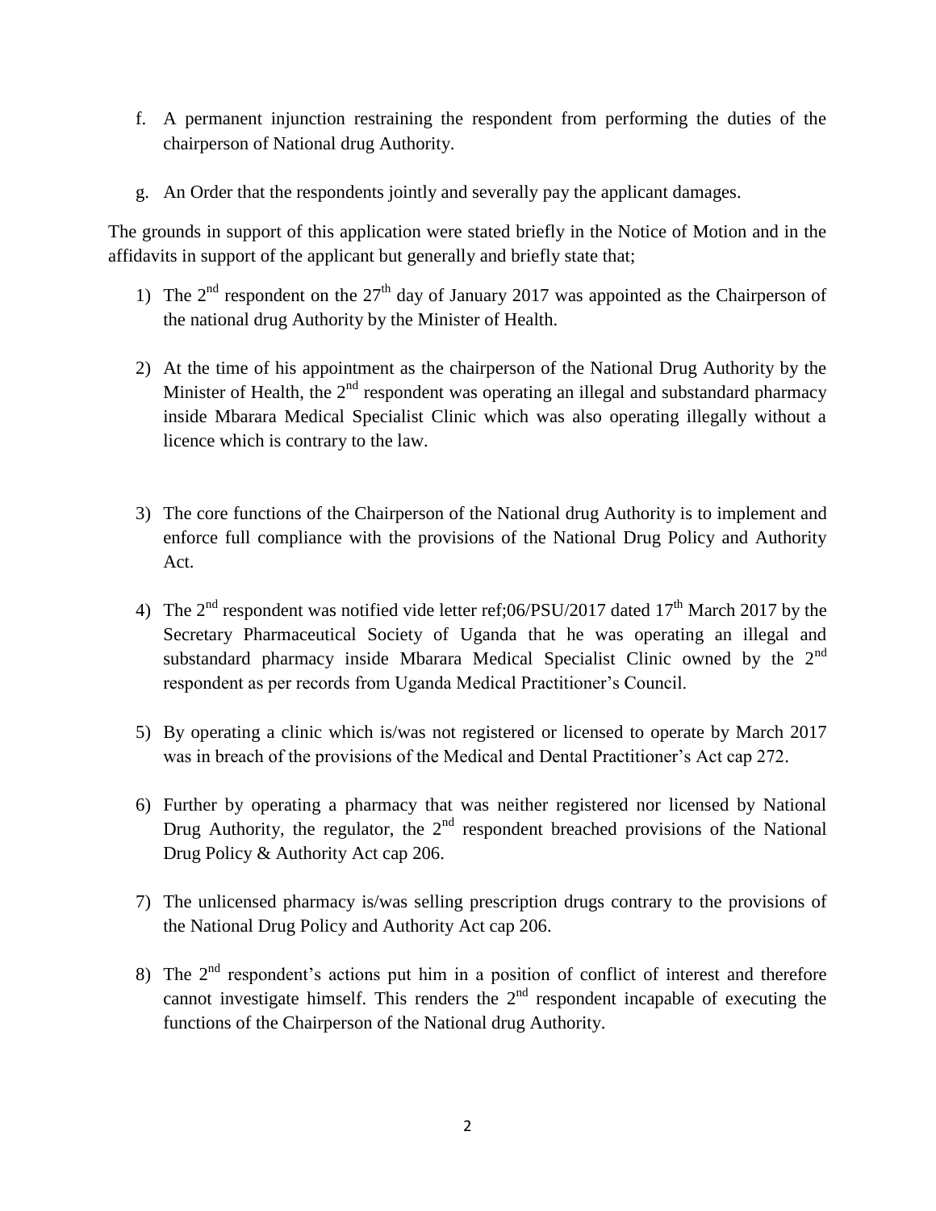f. A permanent injunction restraining the respondent from performing the duties of the chairperson of National drug Authority.

g. An Order that the respondents jointly and severally pay the applicant damages.

The grounds in support of this application were stated briefly in the Notice of Motion and in the affidavits in support of the applicant but generally and briefly state that;

1) The 2nd respondent on the 27th day of January 2017 was appointed as the Chairperson of the national drug Authority by the Minister of Health.

2) At the time of his appointment as the chairperson of the National Drug Authority by the Minister of Health, the 2nd respondent was operating an illegal and substandard pharmacy inside Mbarara Medical Specialist Clinic which was also operating illegally without a licence which is contrary to the law.

3) The core functions of the Chairperson of the National drug Authority is to implement and enforce full compliance with the provisions of the National Drug Policy and Authority Act.

4) The 2nd respondent was notified vide letter ref;06/PSU/2017 dated 17th March 2017 by the Secretary Pharmaceutical Society of Uganda that he was operating an illegal and substandard pharmacy inside Mbarara Medical Specialist Clinic owned by the 2nd respondent as per records from Uganda Medical Practitioner's Council.

5) By operating a clinic which is/was not registered or licensed to operate by March 2017 was in breach of the provisions of the Medical and Dental Practitioner's Act cap 272.

6) Further by operating a pharmacy that was neither registered nor licensed by National Drug Authority, the regulator, the 2nd respondent breached provisions of the National Drug Policy & Authority Act cap 206.

7) The unlicensed pharmacy is/was selling prescription drugs contrary to the provisions of the National Drug Policy and Authority Act cap 206.

8) The 2nd respondent's actions put him in a position of conflict of interest and therefore cannot investigate himself. This renders the 2nd respondent incapable of executing the functions of the Chairperson of the National drug Authority.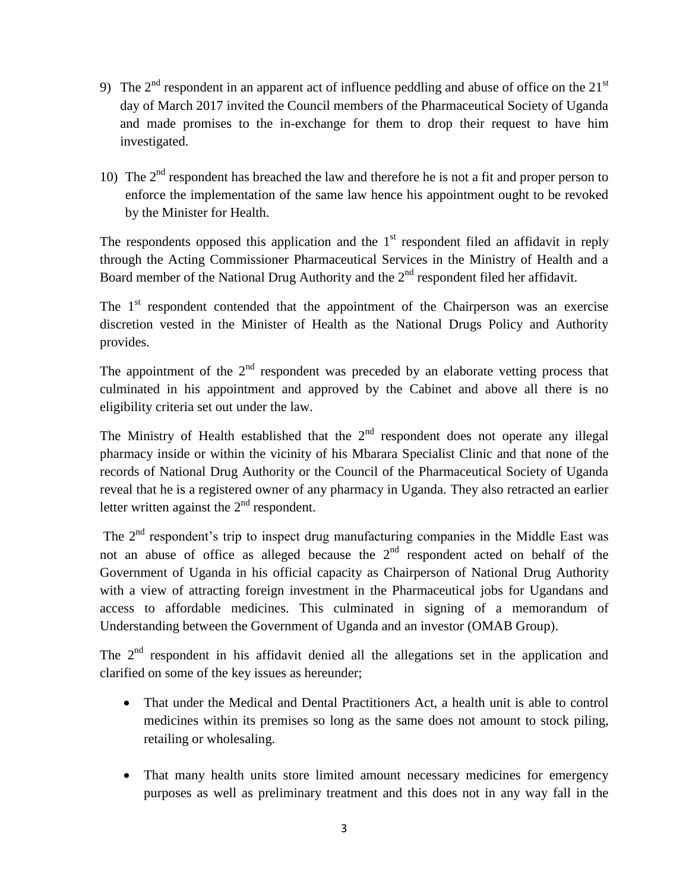9) The 2nd respondent in an apparent act of influence peddling and abuse of office on the 21st day of March 2017 invited the Council members of the Pharmaceutical Society of Uganda and made promises to the in-exchange for them to drop their request to have him investigated.

10) The 2nd respondent has breached the law and therefore he is not a fit and proper person to enforce the implementation of the same law hence his appointment ought to be revoked by the Minister for Health.

The respondents opposed this application and the 1st respondent filed an affidavit in reply through the Acting Commissioner Pharmaceutical Services in the Ministry of Health and a Board member of the National Drug Authority and the 2nd respondent filed her affidavit.

The 1st respondent contended that the appointment of the Chairperson was an exercise discretion vested in the Minister of Health as the National Drugs Policy and Authority provides.

The appointment of the 2nd respondent was preceded by an elaborate vetting process that culminated in his appointment and approved by the Cabinet and above all there is no eligibility criteria set out under the law.

The Ministry of Health established that the 2nd respondent does not operate any illegal pharmacy inside or within the vicinity of his Mbarara Specialist Clinic and that none of the records of National Drug Authority or the Council of the Pharmaceutical Society of Uganda reveal that he is a registered owner of any pharmacy in Uganda. They also retracted an earlier letter written against the 2nd respondent.

The 2nd respondent's trip to inspect drug manufacturing companies in the Middle East was not an abuse of office as alleged because the 2nd respondent acted on behalf of the Government of Uganda in his official capacity as Chairperson of National Drug Authority with a view of attracting foreign investment in the Pharmaceutical jobs for Ugandans and access to affordable medicines. This culminated in signing of a memorandum of Understanding between the Government of Uganda and an investor (OMAB Group).

The 2nd respondent in his affidavit denied all the allegations set in the application and clarified on some of the key issues as hereunder;

- That under the Medical and Dental Practitioners Act, a health unit is able to control medicines within its premises so long as the same does not amount to stock piling, retailing or wholesaling.

- That many health units store limited amount necessary medicines for emergency purposes as well as preliminary treatment and this does not in any way fall in the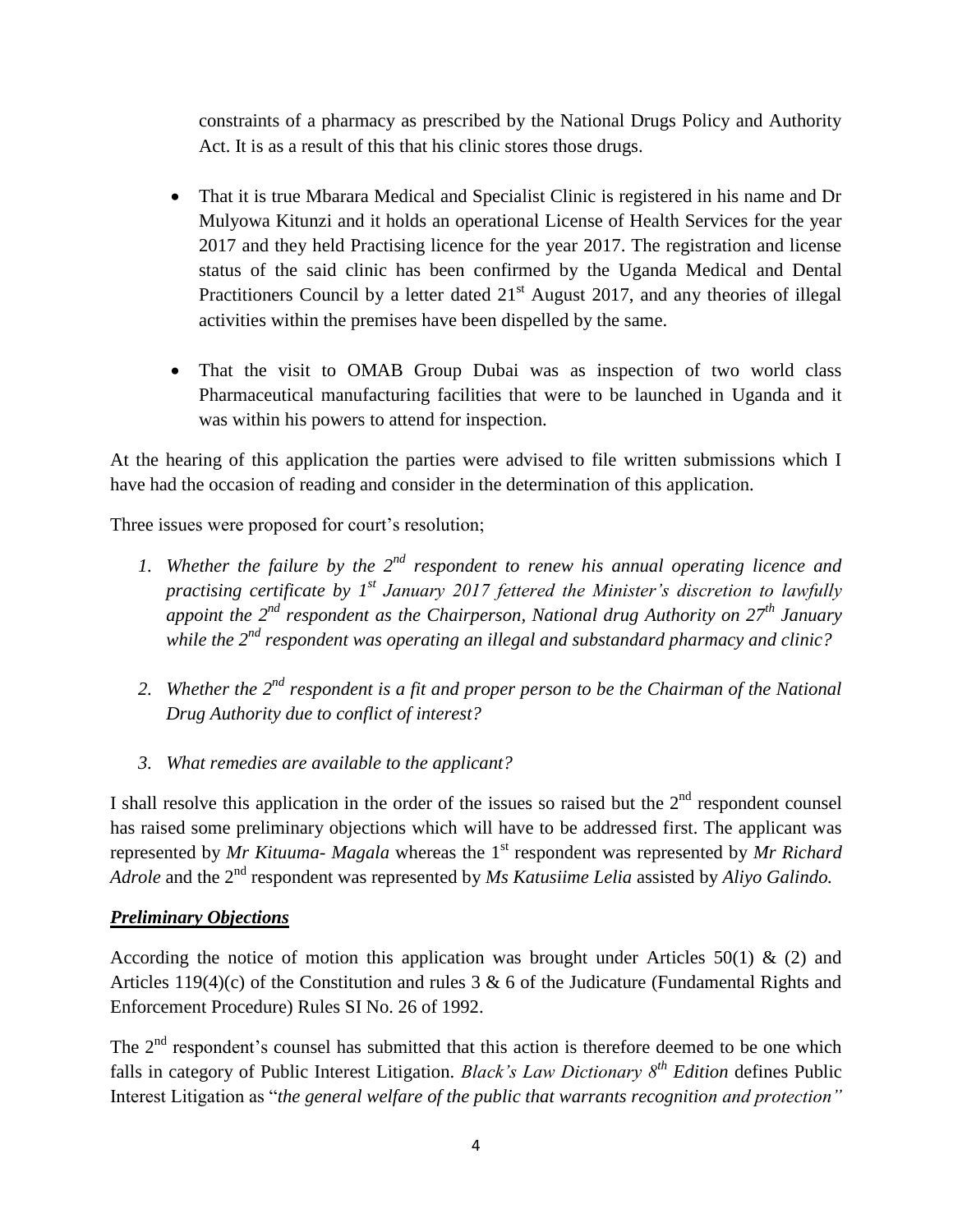constraints of a pharmacy as prescribed by the National Drugs Policy and Authority Act. It is as a result of this that his clinic stores those drugs.

- That it is true Mbarara Medical and Specialist Clinic is registered in his name and Dr Mulyowa Kitunzi and it holds an operational License of Health Services for the year 2017 and they held Practising licence for the year 2017. The registration and license status of the said clinic has been confirmed by the Uganda Medical and Dental Practitioners Council by a letter dated 21st August 2017, and any theories of illegal activities within the premises have been dispelled by the same.

- That the visit to OMAB Group Dubai was as inspection of two world class Pharmaceutical manufacturing facilities that were to be launched in Uganda and it was within his powers to attend for inspection.

At the hearing of this application the parties were advised to file written submissions which I have had the occasion of reading and consider in the determination of this application.

Three issues were proposed for court's resolution;

1. *Whether the failure by the 2nd respondent to renew his annual operating licence and practising certificate by 1st January 2017 fettered the Minister's discretion to lawfully appoint the 2nd respondent as the Chairperson, National drug Authority on 27th January while the 2nd respondent was operating an illegal and substandard pharmacy and clinic?*

2. *Whether the 2nd respondent is a fit and proper person to be the Chairman of the National Drug Authority due to conflict of interest?*

3. *What remedies are available to the applicant?*

I shall resolve this application in the order of the issues so raised but the 2nd respondent counsel has raised some preliminary objections which will have to be addressed first. The applicant was represented by *Mr Kituuma- Magala* whereas the 1st respondent was represented by *Mr Richard Adrole* and the 2nd respondent was represented by *Ms Katusiime Lelia* assisted by *Aliyo Galindo.*

***Preliminary Objections***

According the notice of motion this application was brought under Articles 50(1) & (2) and Articles 119(4)(c) of the Constitution and rules 3 & 6 of the Judicature (Fundamental Rights and Enforcement Procedure) Rules SI No. 26 of 1992.

The 2nd respondent's counsel has submitted that this action is therefore deemed to be one which falls in category of Public Interest Litigation. *Black's Law Dictionary 8th Edition* defines Public Interest Litigation as "*the general welfare of the public that warrants recognition and protection"*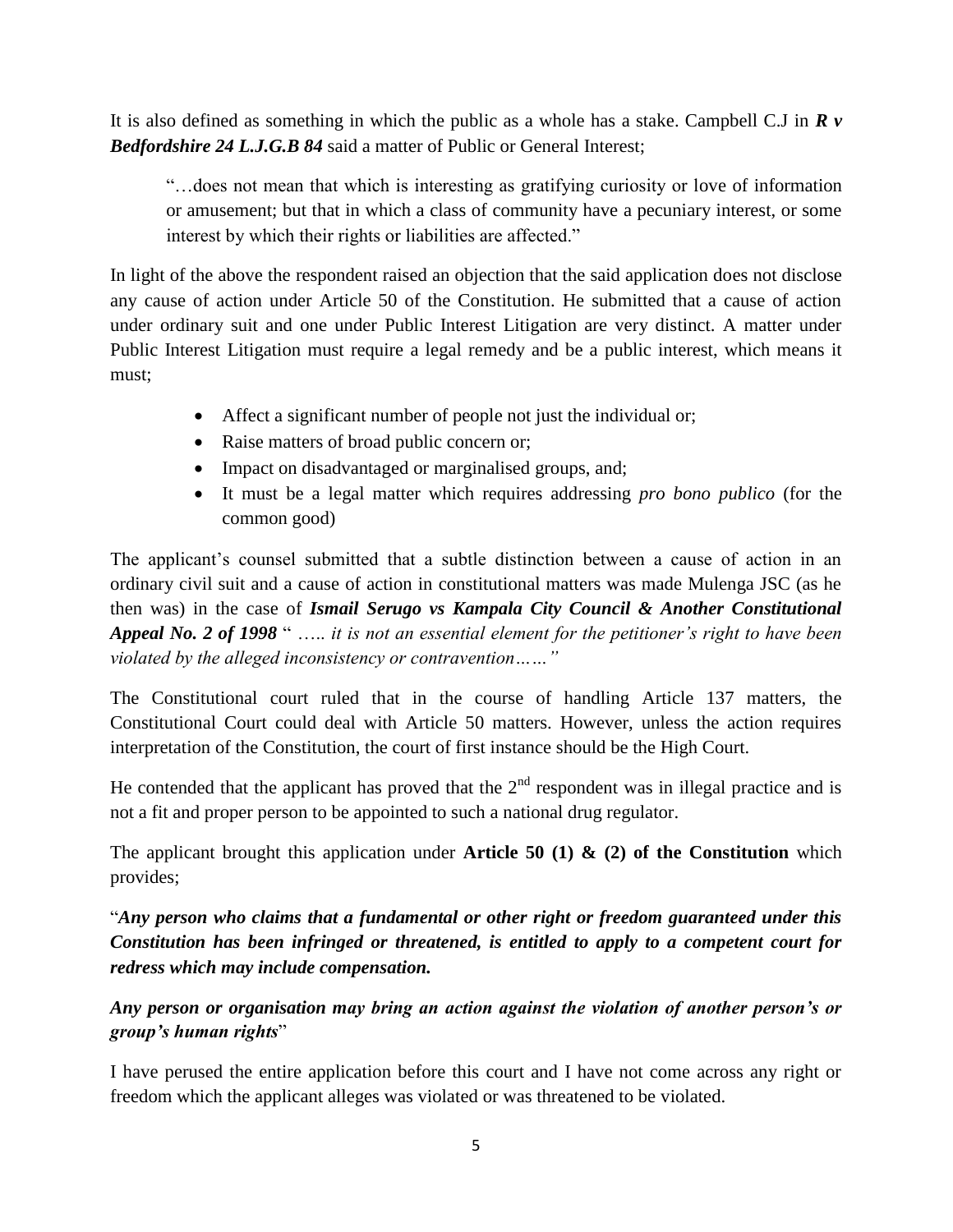It is also defined as something in which the public as a whole has a stake. Campbell C.J in ***R v Bedfordshire 24 L.J.G.B 84*** said a matter of Public or General Interest;

> "…does not mean that which is interesting as gratifying curiosity or love of information or amusement; but that in which a class of community have a pecuniary interest, or some interest by which their rights or liabilities are affected."

In light of the above the respondent raised an objection that the said application does not disclose any cause of action under Article 50 of the Constitution. He submitted that a cause of action under ordinary suit and one under Public Interest Litigation are very distinct. A matter under Public Interest Litigation must require a legal remedy and be a public interest, which means it must;

- Affect a significant number of people not just the individual or;
- Raise matters of broad public concern or;
- Impact on disadvantaged or marginalised groups, and;
- It must be a legal matter which requires addressing *pro bono publico* (for the common good)

The applicant's counsel submitted that a subtle distinction between a cause of action in an ordinary civil suit and a cause of action in constitutional matters was made Mulenga JSC (as he then was) in the case of ***Ismail Serugo vs Kampala City Council & Another Constitutional Appeal No. 2 of 1998*** " *….. it is not an essential element for the petitioner's right to have been violated by the alleged inconsistency or contravention……"*

The Constitutional court ruled that in the course of handling Article 137 matters, the Constitutional Court could deal with Article 50 matters. However, unless the action requires interpretation of the Constitution, the court of first instance should be the High Court.

He contended that the applicant has proved that the 2nd respondent was in illegal practice and is not a fit and proper person to be appointed to such a national drug regulator.

The applicant brought this application under **Article 50 (1) & (2) of the Constitution** which provides;

"***Any person who claims that a fundamental or other right or freedom guaranteed under this Constitution has been infringed or threatened, is entitled to apply to a competent court for redress which may include compensation.***

***Any person or organisation may bring an action against the violation of another person's or group's human rights***"

I have perused the entire application before this court and I have not come across any right or freedom which the applicant alleges was violated or was threatened to be violated.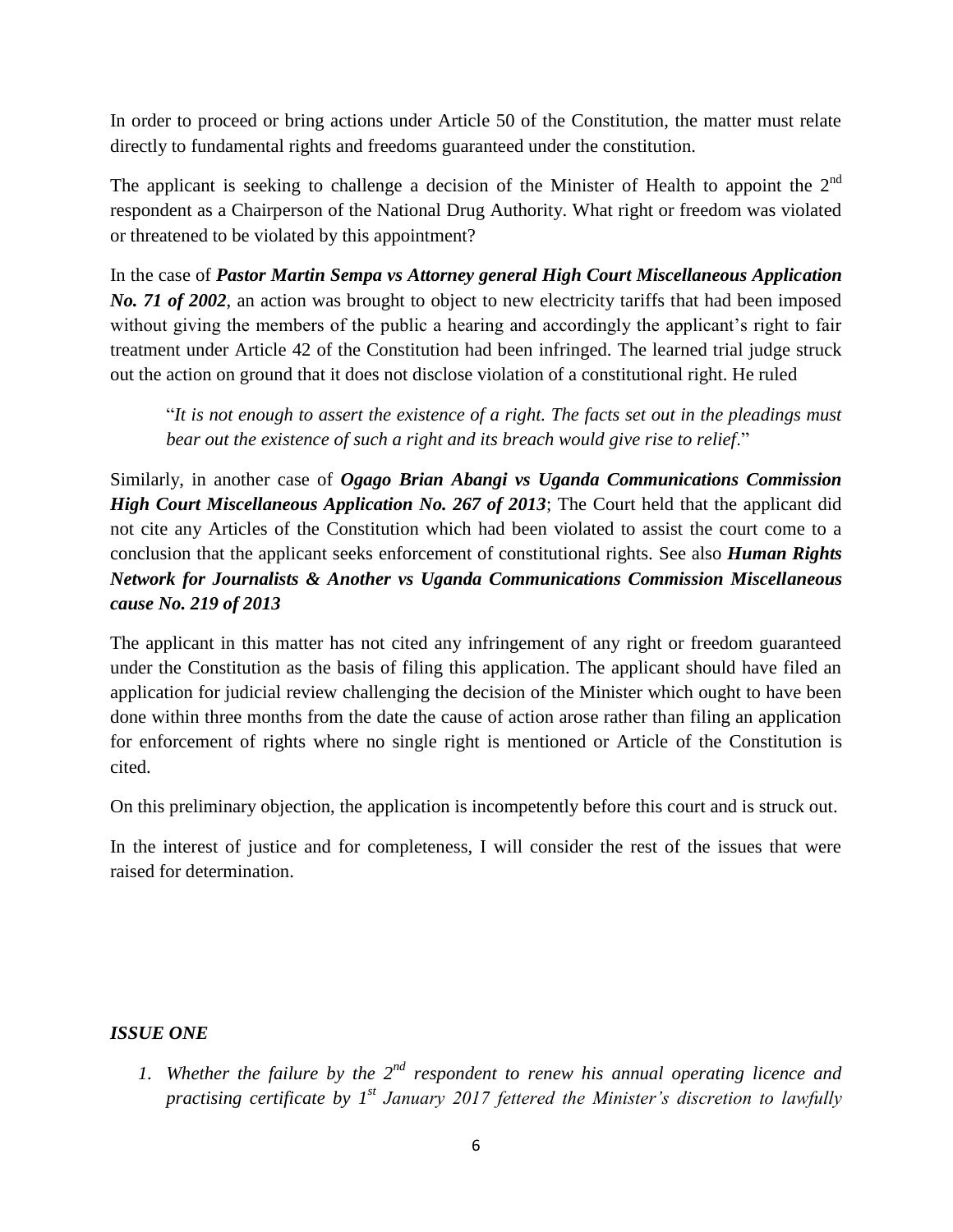In order to proceed or bring actions under Article 50 of the Constitution, the matter must relate directly to fundamental rights and freedoms guaranteed under the constitution.

The applicant is seeking to challenge a decision of the Minister of Health to appoint the 2nd respondent as a Chairperson of the National Drug Authority. What right or freedom was violated or threatened to be violated by this appointment?

In the case of ***Pastor Martin Sempa vs Attorney general High Court Miscellaneous Application No. 71 of 2002***, an action was brought to object to new electricity tariffs that had been imposed without giving the members of the public a hearing and accordingly the applicant's right to fair treatment under Article 42 of the Constitution had been infringed. The learned trial judge struck out the action on ground that it does not disclose violation of a constitutional right. He ruled

> "*It is not enough to assert the existence of a right. The facts set out in the pleadings must bear out the existence of such a right and its breach would give rise to relief*."

Similarly, in another case of ***Ogago Brian Abangi vs Uganda Communications Commission High Court Miscellaneous Application No. 267 of 2013***; The Court held that the applicant did not cite any Articles of the Constitution which had been violated to assist the court come to a conclusion that the applicant seeks enforcement of constitutional rights. See also ***Human Rights Network for Journalists & Another vs Uganda Communications Commission Miscellaneous cause No. 219 of 2013***

The applicant in this matter has not cited any infringement of any right or freedom guaranteed under the Constitution as the basis of filing this application. The applicant should have filed an application for judicial review challenging the decision of the Minister which ought to have been done within three months from the date the cause of action arose rather than filing an application for enforcement of rights where no single right is mentioned or Article of the Constitution is cited.

On this preliminary objection, the application is incompetently before this court and is struck out.

In the interest of justice and for completeness, I will consider the rest of the issues that were raised for determination.

***ISSUE ONE***

1. *Whether the failure by the 2nd respondent to renew his annual operating licence and practising certificate by 1st January 2017 fettered the Minister's discretion to lawfully*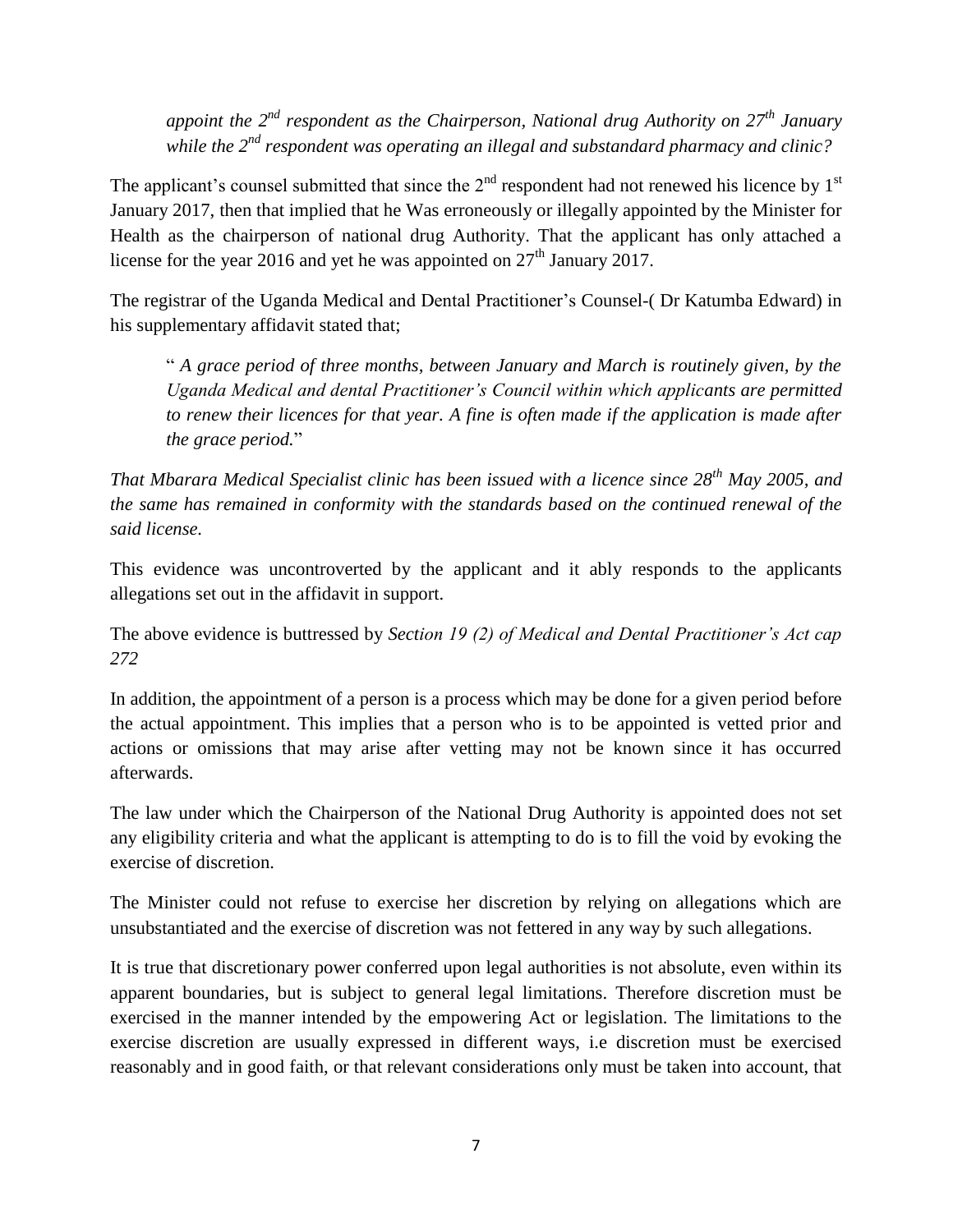*appoint the 2nd respondent as the Chairperson, National drug Authority on 27th January while the 2nd respondent was operating an illegal and substandard pharmacy and clinic?*

The applicant's counsel submitted that since the 2nd respondent had not renewed his licence by 1st January 2017, then that implied that he Was erroneously or illegally appointed by the Minister for Health as the chairperson of national drug Authority. That the applicant has only attached a license for the year 2016 and yet he was appointed on 27th January 2017.

The registrar of the Uganda Medical and Dental Practitioner's Counsel-( Dr Katumba Edward) in his supplementary affidavit stated that;

> " *A grace period of three months, between January and March is routinely given, by the Uganda Medical and dental Practitioner's Council within which applicants are permitted to renew their licences for that year. A fine is often made if the application is made after the grace period.*"

*That Mbarara Medical Specialist clinic has been issued with a licence since 28th May 2005, and the same has remained in conformity with the standards based on the continued renewal of the said license.*

This evidence was uncontroverted by the applicant and it ably responds to the applicants allegations set out in the affidavit in support.

The above evidence is buttressed by *Section 19 (2) of Medical and Dental Practitioner's Act cap 272*

In addition, the appointment of a person is a process which may be done for a given period before the actual appointment. This implies that a person who is to be appointed is vetted prior and actions or omissions that may arise after vetting may not be known since it has occurred afterwards.

The law under which the Chairperson of the National Drug Authority is appointed does not set any eligibility criteria and what the applicant is attempting to do is to fill the void by evoking the exercise of discretion.

The Minister could not refuse to exercise her discretion by relying on allegations which are unsubstantiated and the exercise of discretion was not fettered in any way by such allegations.

It is true that discretionary power conferred upon legal authorities is not absolute, even within its apparent boundaries, but is subject to general legal limitations. Therefore discretion must be exercised in the manner intended by the empowering Act or legislation. The limitations to the exercise discretion are usually expressed in different ways, i.e discretion must be exercised reasonably and in good faith, or that relevant considerations only must be taken into account, that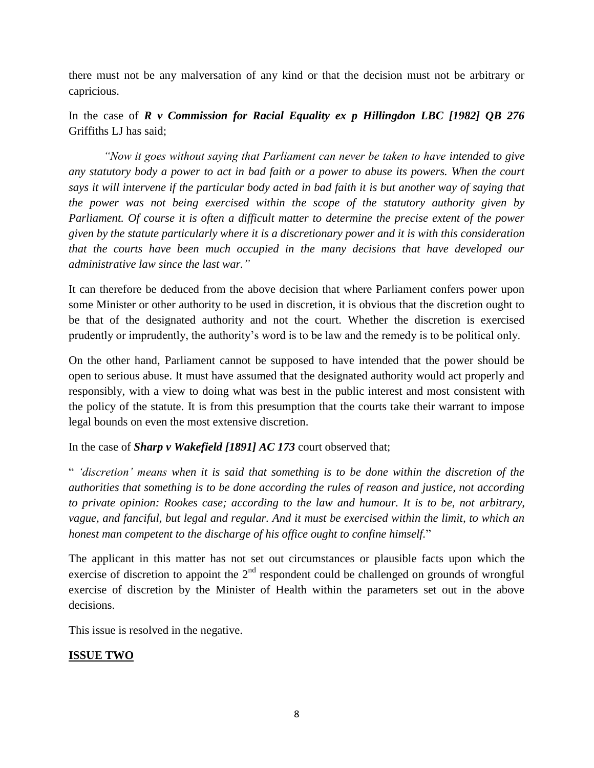there must not be any malversation of any kind or that the decision must not be arbitrary or capricious.

In the case of ***R v Commission for Racial Equality ex p Hillingdon LBC [1982] QB 276*** Griffiths LJ has said;

> *"Now it goes without saying that Parliament can never be taken to have intended to give any statutory body a power to act in bad faith or a power to abuse its powers. When the court says it will intervene if the particular body acted in bad faith it is but another way of saying that the power was not being exercised within the scope of the statutory authority given by Parliament. Of course it is often a difficult matter to determine the precise extent of the power given by the statute particularly where it is a discretionary power and it is with this consideration that the courts have been much occupied in the many decisions that have developed our administrative law since the last war."*

It can therefore be deduced from the above decision that where Parliament confers power upon some Minister or other authority to be used in discretion, it is obvious that the discretion ought to be that of the designated authority and not the court. Whether the discretion is exercised prudently or imprudently, the authority's word is to be law and the remedy is to be political only.

On the other hand, Parliament cannot be supposed to have intended that the power should be open to serious abuse. It must have assumed that the designated authority would act properly and responsibly, with a view to doing what was best in the public interest and most consistent with the policy of the statute. It is from this presumption that the courts take their warrant to impose legal bounds on even the most extensive discretion.

In the case of ***Sharp v Wakefield [1891] AC 173*** court observed that;

" *'discretion' means when it is said that something is to be done within the discretion of the authorities that something is to be done according the rules of reason and justice, not according to private opinion: Rookes case; according to the law and humour. It is to be, not arbitrary, vague, and fanciful, but legal and regular. And it must be exercised within the limit, to which an honest man competent to the discharge of his office ought to confine himself*."

The applicant in this matter has not set out circumstances or plausible facts upon which the exercise of discretion to appoint the 2nd respondent could be challenged on grounds of wrongful exercise of discretion by the Minister of Health within the parameters set out in the above decisions.

This issue is resolved in the negative.

**ISSUE TWO**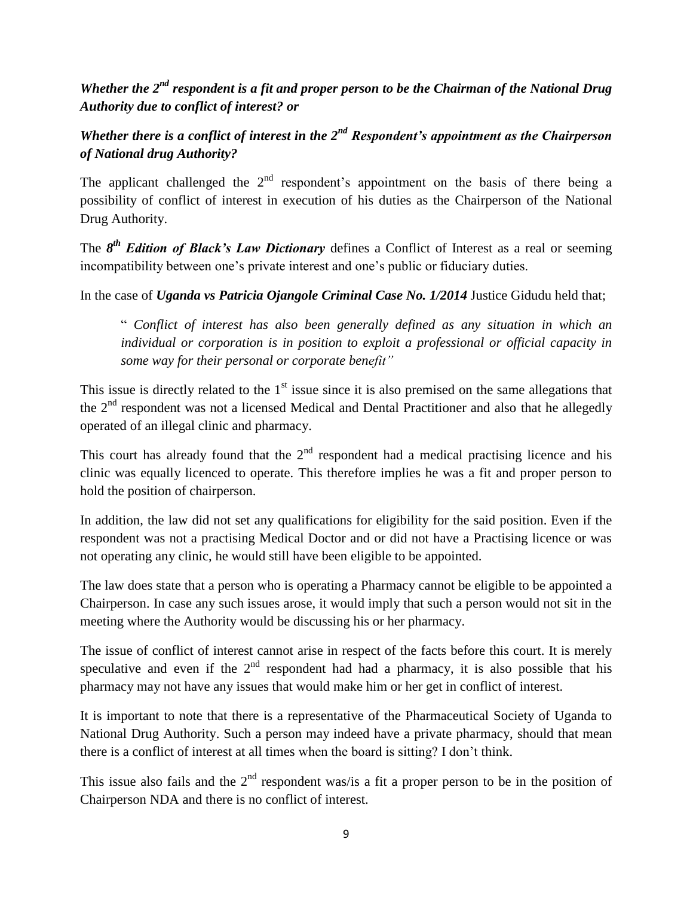***Whether the 2nd respondent is a fit and proper person to be the Chairman of the National Drug Authority due to conflict of interest? or***

***Whether there is a conflict of interest in the 2nd Respondent's appointment as the Chairperson of National drug Authority?***

The applicant challenged the 2nd respondent's appointment on the basis of there being a possibility of conflict of interest in execution of his duties as the Chairperson of the National Drug Authority.

The ***8th Edition of Black's Law Dictionary*** defines a Conflict of Interest as a real or seeming incompatibility between one's private interest and one's public or fiduciary duties.

In the case of ***Uganda vs Patricia Ojangole Criminal Case No. 1/2014*** Justice Gidudu held that;

> " *Conflict of interest has also been generally defined as any situation in which an individual or corporation is in position to exploit a professional or official capacity in some way for their personal or corporate benefit"*

This issue is directly related to the 1st issue since it is also premised on the same allegations that the 2nd respondent was not a licensed Medical and Dental Practitioner and also that he allegedly operated of an illegal clinic and pharmacy.

This court has already found that the 2nd respondent had a medical practising licence and his clinic was equally licenced to operate. This therefore implies he was a fit and proper person to hold the position of chairperson.

In addition, the law did not set any qualifications for eligibility for the said position. Even if the respondent was not a practising Medical Doctor and or did not have a Practising licence or was not operating any clinic, he would still have been eligible to be appointed.

The law does state that a person who is operating a Pharmacy cannot be eligible to be appointed a Chairperson. In case any such issues arose, it would imply that such a person would not sit in the meeting where the Authority would be discussing his or her pharmacy.

The issue of conflict of interest cannot arise in respect of the facts before this court. It is merely speculative and even if the 2nd respondent had had a pharmacy, it is also possible that his pharmacy may not have any issues that would make him or her get in conflict of interest.

It is important to note that there is a representative of the Pharmaceutical Society of Uganda to National Drug Authority. Such a person may indeed have a private pharmacy, should that mean there is a conflict of interest at all times when the board is sitting? I don't think.

This issue also fails and the 2nd respondent was/is a fit a proper person to be in the position of Chairperson NDA and there is no conflict of interest.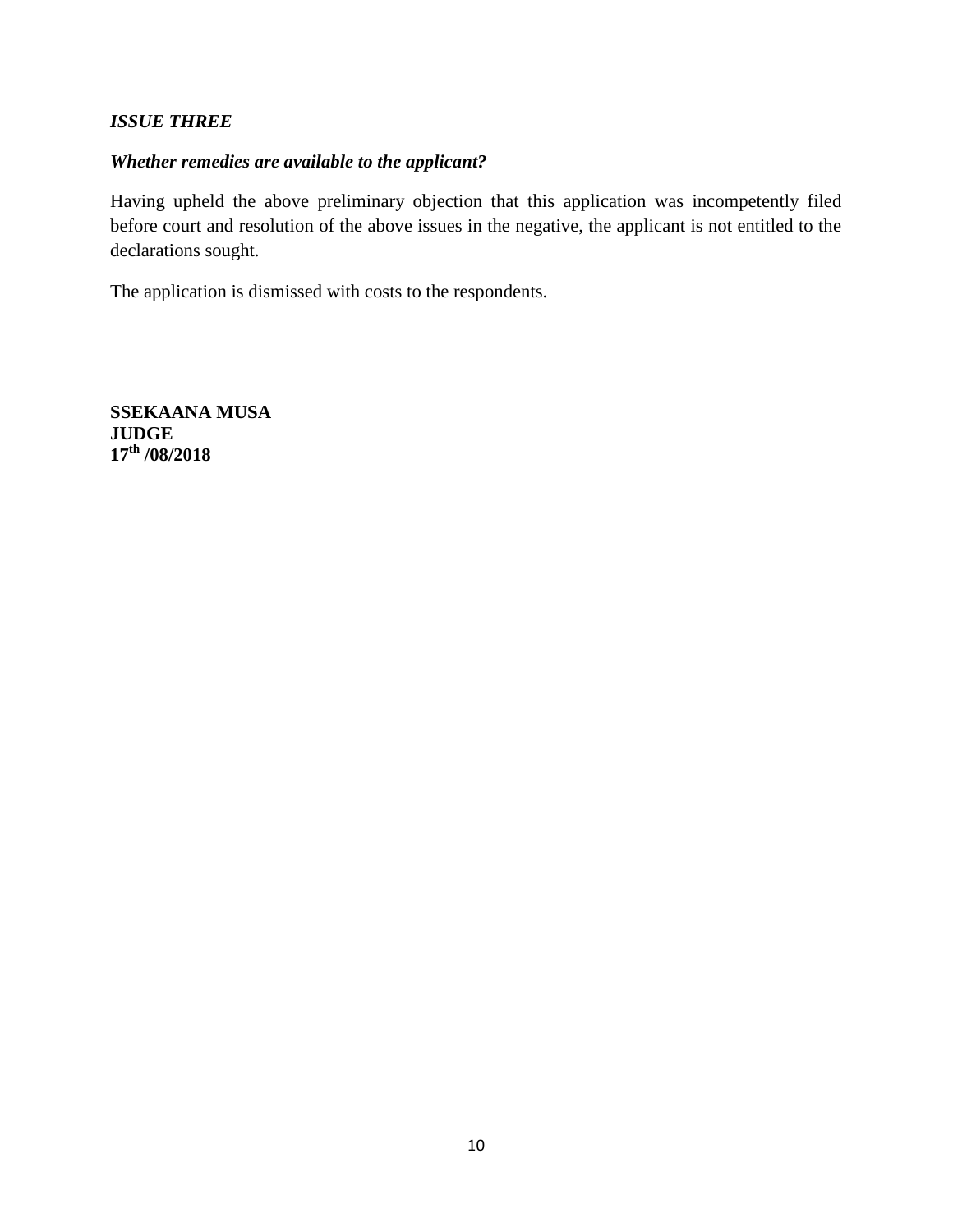***ISSUE THREE***

***Whether remedies are available to the applicant?***

Having upheld the above preliminary objection that this application was incompetently filed before court and resolution of the above issues in the negative, the applicant is not entitled to the declarations sought.

The application is dismissed with costs to the respondents.

**SSEKAANA MUSA**
**JUDGE**
**17th /08/2018**